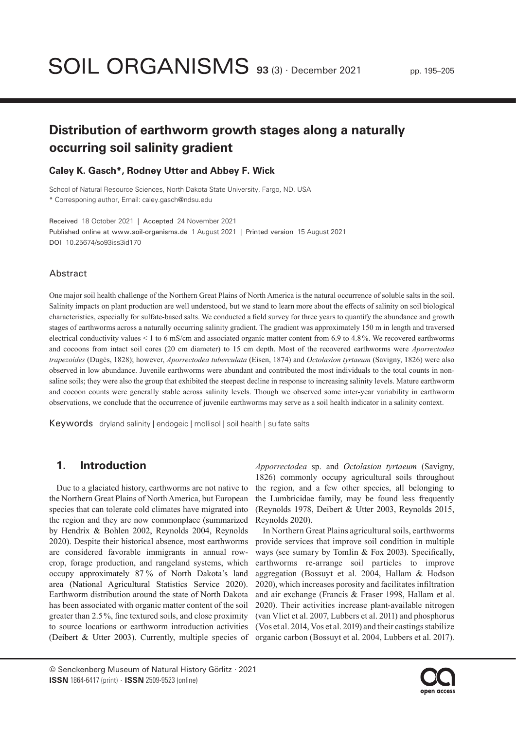# Distribution of earthworm growth stages along a naturally occurring soil salinity gradient

**Caley K. Gasch\*, Rodney Utter and Abbey F. Wick**

School of Natural Resource Sciences, North Dakota State University, Fargo, ND, USA
\* Corresponing author, Email: caley.gasch@ndsu.edu

Received 18 October 2021 | Accepted 24 November 2021
Published online at www.soil-organisms.de 1 August 2021 | Printed version 15 August 2021
DOI 10.25674/so93iss3id170

## Abstract

One major soil health challenge of the Northern Great Plains of North America is the natural occurrence of soluble salts in the soil. Salinity impacts on plant production are well understood, but we stand to learn more about the effects of salinity on soil biological characteristics, especially for sulfate-based salts. We conducted a field survey for three years to quantify the abundance and growth stages of earthworms across a naturally occurring salinity gradient. The gradient was approximately 150 m in length and traversed electrical conductivity values < 1 to 6 mS/cm and associated organic matter content from 6.9 to 4.8%. We recovered earthworms and cocoons from intact soil cores (20 cm diameter) to 15 cm depth. Most of the recovered earthworms were *Aporrectodea trapezoides* (Dugés, 1828); however, *Aporrectodea tuberculata* (Eisen, 1874) and *Octolasion tyrtaeum* (Savigny, 1826) were also observed in low abundance. Juvenile earthworms were abundant and contributed the most individuals to the total counts in non-saline soils; they were also the group that exhibited the steepest decline in response to increasing salinity levels. Mature earthworm and cocoon counts were generally stable across salinity levels. Though we observed some inter-year variability in earthworm observations, we conclude that the occurrence of juvenile earthworms may serve as a soil health indicator in a salinity context.

**Keywords** dryland salinity | endogeic | mollisol | soil health | sulfate salts

## 1. Introduction

Due to a glaciated history, earthworms are not native to the Northern Great Plains of North America, but European species that can tolerate cold climates have migrated into the region and they are now commonplace (summarized by Hendrix & Bohlen 2002, Reynolds 2004, Reynolds 2020). Despite their historical absence, most earthworms are considered favorable immigrants in annual row-crop, forage production, and rangeland systems, which occupy approximately 87% of North Dakota's land area (National Agricultural Statistics Service 2020). Earthworm distribution around the state of North Dakota has been associated with organic matter content of the soil greater than 2.5%, fine textured soils, and close proximity to source locations or earthworm introduction activities (Deibert & Utter 2003). Currently, multiple species of *Apporrectodea* sp. and *Octolasion tyrtaeum* (Savigny, 1826) commonly occupy agricultural soils throughout the region, and a few other species, all belonging to the Lumbricidae family, may be found less frequently (Reynolds 1978, Deibert & Utter 2003, Reynolds 2015, Reynolds 2020).

In Northern Great Plains agricultural soils, earthworms provide services that improve soil condition in multiple ways (see sumary by Tomlin & Fox 2003). Specifically, earthworms re-arrange soil particles to improve aggregation (Bossuyt et al. 2004, Hallam & Hodson 2020), which increases porosity and facilitates infiltration and air exchange (Francis & Fraser 1998, Hallam et al. 2020). Their activities increase plant-available nitrogen (van Vliet et al. 2007, Lubbers et al. 2011) and phosphorus (Vos et al. 2014, Vos et al. 2019) and their castings stabilize organic carbon (Bossuyt et al. 2004, Lubbers et al. 2017).

© Senckenberg Museum of Natural History Görlitz · 2021
**ISSN** 1864-6417 (print) · **ISSN** 2509-9523 (online)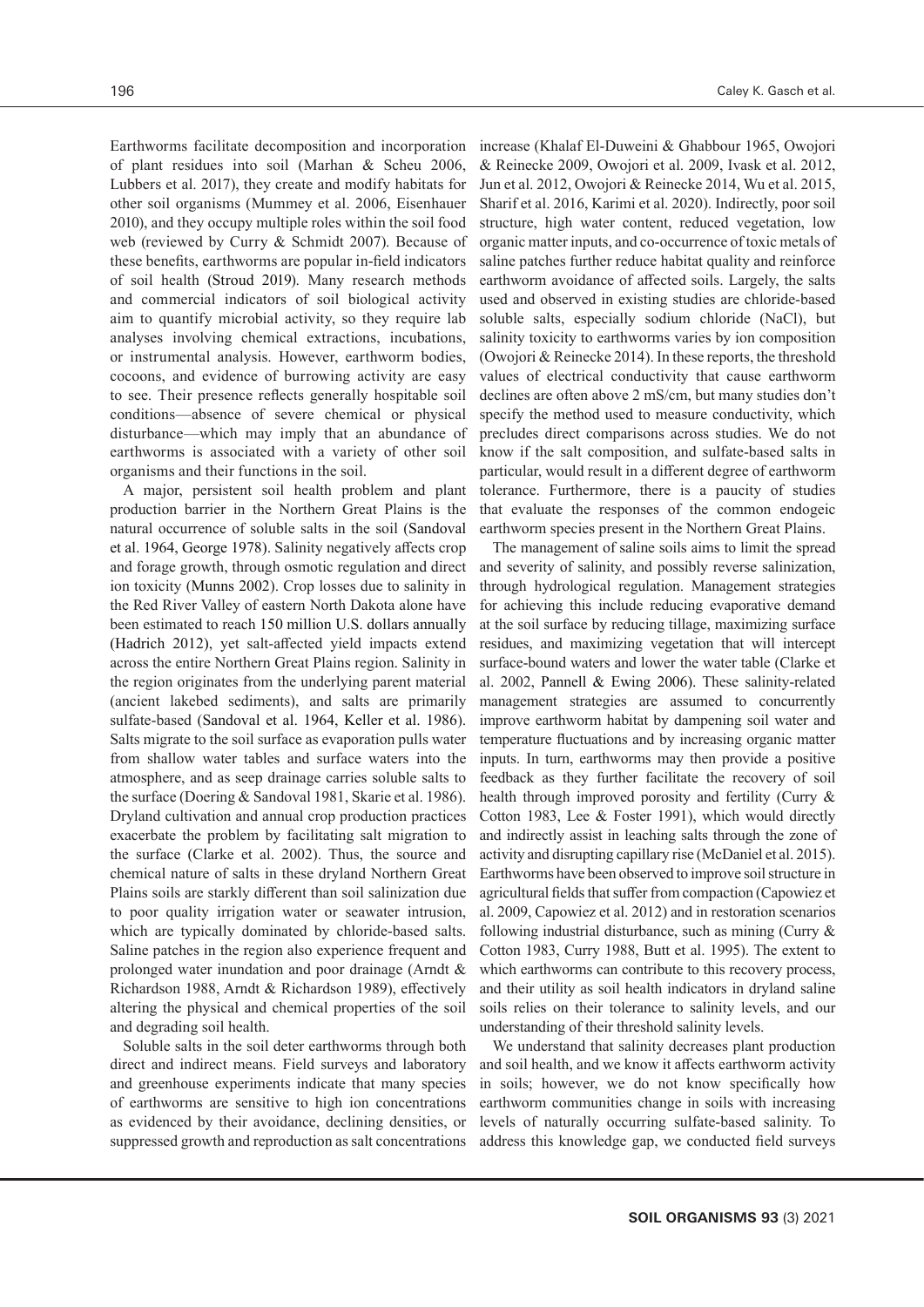Earthworms facilitate decomposition and incorporation of plant residues into soil (Marhan & Scheu 2006, Lubbers et al. 2017), they create and modify habitats for other soil organisms (Mummey et al. 2006, Eisenhauer 2010), and they occupy multiple roles within the soil food web (reviewed by Curry & Schmidt 2007). Because of these benefits, earthworms are popular in-field indicators of soil health (Stroud 2019). Many research methods and commercial indicators of soil biological activity aim to quantify microbial activity, so they require lab analyses involving chemical extractions, incubations, or instrumental analysis. However, earthworm bodies, cocoons, and evidence of burrowing activity are easy to see. Their presence reflects generally hospitable soil conditions—absence of severe chemical or physical disturbance—which may imply that an abundance of earthworms is associated with a variety of other soil organisms and their functions in the soil.

A major, persistent soil health problem and plant production barrier in the Northern Great Plains is the natural occurrence of soluble salts in the soil (Sandoval et al. 1964, George 1978). Salinity negatively affects crop and forage growth, through osmotic regulation and direct ion toxicity (Munns 2002). Crop losses due to salinity in the Red River Valley of eastern North Dakota alone have been estimated to reach 150 million U.S. dollars annually (Hadrich 2012), yet salt-affected yield impacts extend across the entire Northern Great Plains region. Salinity in the region originates from the underlying parent material (ancient lakebed sediments), and salts are primarily sulfate-based (Sandoval et al. 1964, Keller et al. 1986). Salts migrate to the soil surface as evaporation pulls water from shallow water tables and surface waters into the atmosphere, and as seep drainage carries soluble salts to the surface (Doering & Sandoval 1981, Skarie et al. 1986). Dryland cultivation and annual crop production practices exacerbate the problem by facilitating salt migration to the surface (Clarke et al. 2002). Thus, the source and chemical nature of salts in these dryland Northern Great Plains soils are starkly different than soil salinization due to poor quality irrigation water or seawater intrusion, which are typically dominated by chloride-based salts. Saline patches in the region also experience frequent and prolonged water inundation and poor drainage (Arndt & Richardson 1988, Arndt & Richardson 1989), effectively altering the physical and chemical properties of the soil and degrading soil health.

Soluble salts in the soil deter earthworms through both direct and indirect means. Field surveys and laboratory and greenhouse experiments indicate that many species of earthworms are sensitive to high ion concentrations as evidenced by their avoidance, declining densities, or suppressed growth and reproduction as salt concentrations increase (Khalaf El-Duweini & Ghabbour 1965, Owojori & Reinecke 2009, Owojori et al. 2009, Ivask et al. 2012, Jun et al. 2012, Owojori & Reinecke 2014, Wu et al. 2015, Sharif et al. 2016, Karimi et al. 2020). Indirectly, poor soil structure, high water content, reduced vegetation, low organic matter inputs, and co-occurrence of toxic metals of saline patches further reduce habitat quality and reinforce earthworm avoidance of affected soils. Largely, the salts used and observed in existing studies are chloride-based soluble salts, especially sodium chloride (NaCl), but salinity toxicity to earthworms varies by ion composition (Owojori & Reinecke 2014). In these reports, the threshold values of electrical conductivity that cause earthworm declines are often above 2 mS/cm, but many studies don't specify the method used to measure conductivity, which precludes direct comparisons across studies. We do not know if the salt composition, and sulfate-based salts in particular, would result in a different degree of earthworm tolerance. Furthermore, there is a paucity of studies that evaluate the responses of the common endogeic earthworm species present in the Northern Great Plains.

The management of saline soils aims to limit the spread and severity of salinity, and possibly reverse salinization, through hydrological regulation. Management strategies for achieving this include reducing evaporative demand at the soil surface by reducing tillage, maximizing surface residues, and maximizing vegetation that will intercept surface-bound waters and lower the water table (Clarke et al. 2002, Pannell & Ewing 2006). These salinity-related management strategies are assumed to concurrently improve earthworm habitat by dampening soil water and temperature fluctuations and by increasing organic matter inputs. In turn, earthworms may then provide a positive feedback as they further facilitate the recovery of soil health through improved porosity and fertility (Curry & Cotton 1983, Lee & Foster 1991), which would directly and indirectly assist in leaching salts through the zone of activity and disrupting capillary rise (McDaniel et al. 2015). Earthworms have been observed to improve soil structure in agricultural fields that suffer from compaction (Capowiez et al. 2009, Capowiez et al. 2012) and in restoration scenarios following industrial disturbance, such as mining (Curry & Cotton 1983, Curry 1988, Butt et al. 1995). The extent to which earthworms can contribute to this recovery process, and their utility as soil health indicators in dryland saline soils relies on their tolerance to salinity levels, and our understanding of their threshold salinity levels.

We understand that salinity decreases plant production and soil health, and we know it affects earthworm activity in soils; however, we do not know specifically how earthworm communities change in soils with increasing levels of naturally occurring sulfate-based salinity. To address this knowledge gap, we conducted field surveys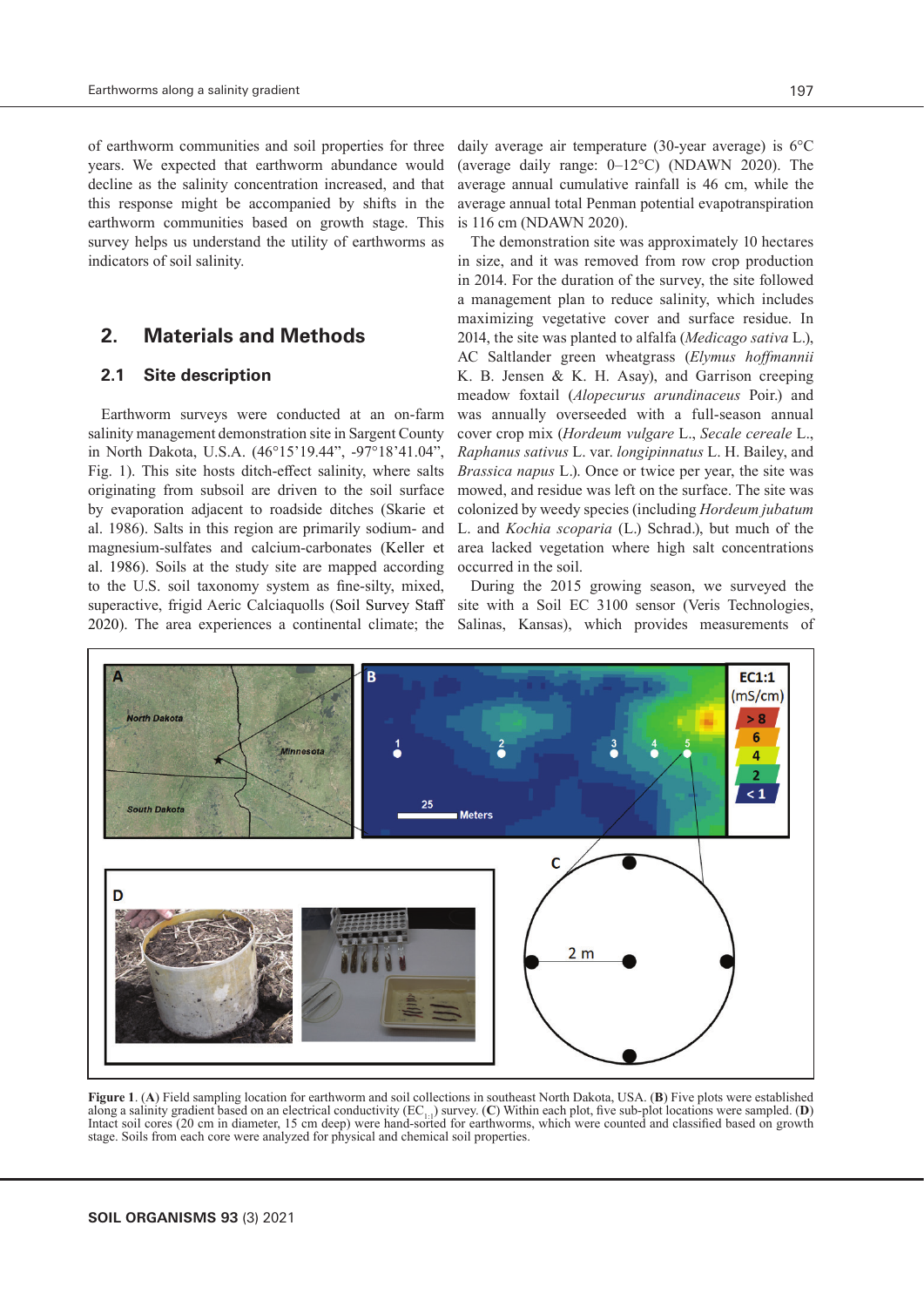of earthworm communities and soil properties for three years. We expected that earthworm abundance would decline as the salinity concentration increased, and that this response might be accompanied by shifts in the earthworm communities based on growth stage. This survey helps us understand the utility of earthworms as indicators of soil salinity.

## 2. Materials and Methods

### 2.1 Site description

Earthworm surveys were conducted at an on-farm salinity management demonstration site in Sargent County in North Dakota, U.S.A. (46°15'19.44", -97°18'41.04", Fig. 1). This site hosts ditch-effect salinity, where salts originating from subsoil are driven to the soil surface by evaporation adjacent to roadside ditches (Skarie et al. 1986). Salts in this region are primarily sodium- and magnesium-sulfates and calcium-carbonates (Keller et al. 1986). Soils at the study site are mapped according to the U.S. soil taxonomy system as fine-silty, mixed, superactive, frigid Aeric Calciaquolls (Soil Survey Staff 2020). The area experiences a continental climate; the daily average air temperature (30-year average) is 6°C (average daily range: 0–12°C) (NDAWN 2020). The average annual cumulative rainfall is 46 cm, while the average annual total Penman potential evapotranspiration is 116 cm (NDAWN 2020).

The demonstration site was approximately 10 hectares in size, and it was removed from row crop production in 2014. For the duration of the survey, the site followed a management plan to reduce salinity, which includes maximizing vegetative cover and surface residue. In 2014, the site was planted to alfalfa (*Medicago sativa* L.), AC Saltlander green wheatgrass (*Elymus hoffmannii* K. B. Jensen & K. H. Asay), and Garrison creeping meadow foxtail (*Alopecurus arundinaceus* Poir.) and was annually overseeded with a full-season annual cover crop mix (*Hordeum vulgare* L., *Secale cereale* L., *Raphanus sativus* L. var. *longipinnatus* L. H. Bailey, and *Brassica napus* L.). Once or twice per year, the site was mowed, and residue was left on the surface. The site was colonized by weedy species (including *Hordeum jubatum* L. and *Kochia scoparia* (L.) Schrad.), but much of the area lacked vegetation where high salt concentrations occurred in the soil.

During the 2015 growing season, we surveyed the site with a Soil EC 3100 sensor (Veris Technologies, Salinas, Kansas), which provides measurements of

**Figure 1**. (**A**) Field sampling location for earthworm and soil collections in southeast North Dakota, USA. (**B**) Five plots were established along a salinity gradient based on an electrical conductivity ($EC_{1:1}$) survey. (**C**) Within each plot, five sub-plot locations were sampled. (**D**) Intact soil cores (20 cm in diameter, 15 cm deep) were hand-sorted for earthworms, which were counted and classified based on growth stage. Soils from each core were analyzed for physical and chemical soil properties.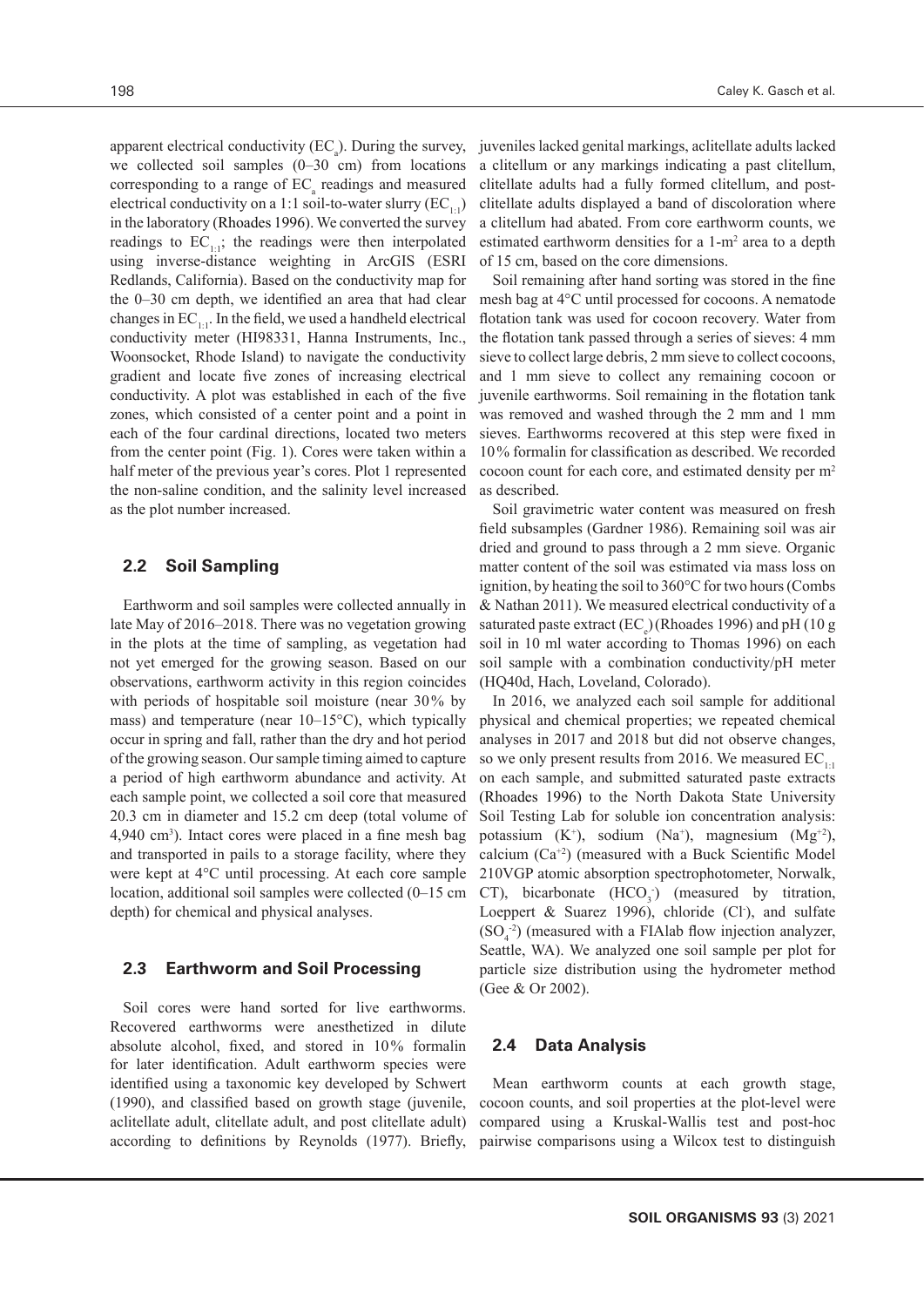apparent electrical conductivity ($EC_a$). During the survey, we collected soil samples (0–30 cm) from locations corresponding to a range of $EC_a$ readings and measured electrical conductivity on a 1:1 soil-to-water slurry ($EC_{1:1}$) in the laboratory (Rhoades 1996). We converted the survey readings to $EC_{1:1}$; the readings were then interpolated using inverse-distance weighting in ArcGIS (ESRI Redlands, California). Based on the conductivity map for the 0–30 cm depth, we identified an area that had clear changes in $EC_{1:1}$. In the field, we used a handheld electrical conductivity meter (HI98331, Hanna Instruments, Inc., Woonsocket, Rhode Island) to navigate the conductivity gradient and locate five zones of increasing electrical conductivity. A plot was established in each of the five zones, which consisted of a center point and a point in each of the four cardinal directions, located two meters from the center point (Fig. 1). Cores were taken within a half meter of the previous year's cores. Plot 1 represented the non-saline condition, and the salinity level increased as the plot number increased.

## 2.2 Soil Sampling

Earthworm and soil samples were collected annually in late May of 2016–2018. There was no vegetation growing in the plots at the time of sampling, as vegetation had not yet emerged for the growing season. Based on our observations, earthworm activity in this region coincides with periods of hospitable soil moisture (near 30% by mass) and temperature (near 10–15°C), which typically occur in spring and fall, rather than the dry and hot period of the growing season. Our sample timing aimed to capture a period of high earthworm abundance and activity. At each sample point, we collected a soil core that measured 20.3 cm in diameter and 15.2 cm deep (total volume of 4,940 $cm^3$). Intact cores were placed in a fine mesh bag and transported in pails to a storage facility, where they were kept at 4°C until processing. At each core sample location, additional soil samples were collected (0–15 cm depth) for chemical and physical analyses.

## 2.3 Earthworm and Soil Processing

Soil cores were hand sorted for live earthworms. Recovered earthworms were anesthetized in dilute absolute alcohol, fixed, and stored in 10% formalin for later identification. Adult earthworm species were identified using a taxonomic key developed by Schwert (1990), and classified based on growth stage (juvenile, aclitellate adult, clitellate adult, and post clitellate adult) according to definitions by Reynolds (1977). Briefly, juveniles lacked genital markings, aclitellate adults lacked a clitellum or any markings indicating a past clitellum, clitellate adults had a fully formed clitellum, and post-clitellate adults displayed a band of discoloration where a clitellum had abated. From core earthworm counts, we estimated earthworm densities for a 1-$m^2$ area to a depth of 15 cm, based on the core dimensions.

Soil remaining after hand sorting was stored in the fine mesh bag at 4°C until processed for cocoons. A nematode flotation tank was used for cocoon recovery. Water from the flotation tank passed through a series of sieves: 4 mm sieve to collect large debris, 2 mm sieve to collect cocoons, and 1 mm sieve to collect any remaining cocoon or juvenile earthworms. Soil remaining in the flotation tank was removed and washed through the 2 mm and 1 mm sieves. Earthworms recovered at this step were fixed in 10% formalin for classification as described. We recorded cocoon count for each core, and estimated density per $m^2$ as described.

Soil gravimetric water content was measured on fresh field subsamples (Gardner 1986). Remaining soil was air dried and ground to pass through a 2 mm sieve. Organic matter content of the soil was estimated via mass loss on ignition, by heating the soil to 360°C for two hours (Combs & Nathan 2011). We measured electrical conductivity of a saturated paste extract ($EC_e$) (Rhoades 1996) and pH (10 g soil in 10 ml water according to Thomas 1996) on each soil sample with a combination conductivity/pH meter (HQ40d, Hach, Loveland, Colorado).

In 2016, we analyzed each soil sample for additional physical and chemical properties; we repeated chemical analyses in 2017 and 2018 but did not observe changes, so we only present results from 2016. We measured $EC_{1:1}$ on each sample, and submitted saturated paste extracts (Rhoades 1996) to the North Dakota State University Soil Testing Lab for soluble ion concentration analysis: potassium ($K^+$), sodium ($Na^+$), magnesium ($Mg^{+2}$), calcium ($Ca^{+2}$) (measured with a Buck Scientific Model 210VGP atomic absorption spectrophotometer, Norwalk, CT), bicarbonate ($HCO_3^-$) (measured by titration, Loeppert & Suarez 1996), chloride ($Cl^-$), and sulfate ($SO_4^{-2}$) (measured with a FIAlab flow injection analyzer, Seattle, WA). We analyzed one soil sample per plot for particle size distribution using the hydrometer method (Gee & Or 2002).

## 2.4 Data Analysis

Mean earthworm counts at each growth stage, cocoon counts, and soil properties at the plot-level were compared using a Kruskal-Wallis test and post-hoc pairwise comparisons using a Wilcox test to distinguish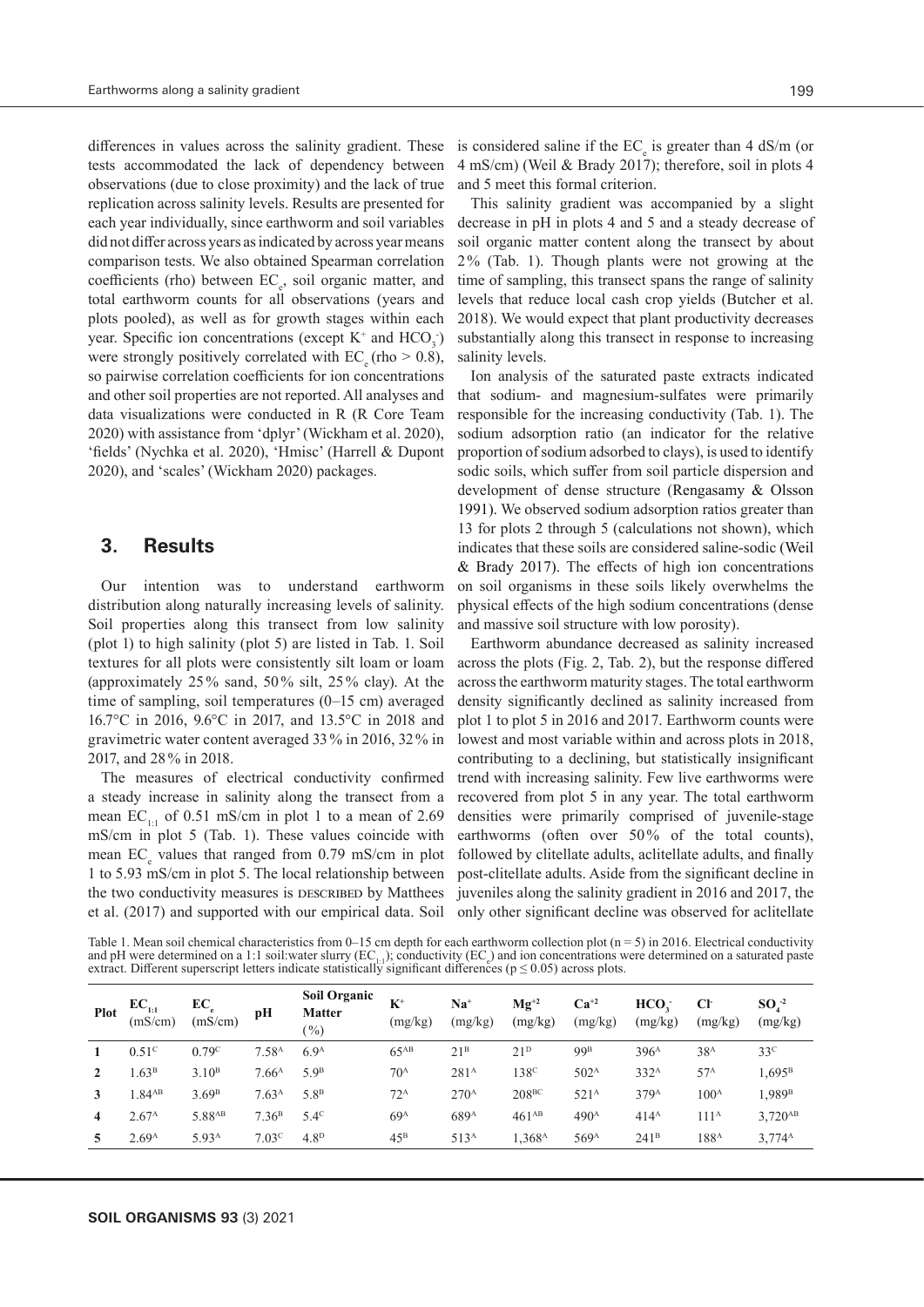differences in values across the salinity gradient. These tests accommodated the lack of dependency between observations (due to close proximity) and the lack of true replication across salinity levels. Results are presented for each year individually, since earthworm and soil variables did not differ across years as indicated by across year means comparison tests. We also obtained Spearman correlation coefficients (rho) between $EC_e$, soil organic matter, and total earthworm counts for all observations (years and plots pooled), as well as for growth stages within each year. Specific ion concentrations (except $K^+$ and $HCO_3^-$) were strongly positively correlated with $EC_e$ (rho > 0.8), so pairwise correlation coefficients for ion concentrations and other soil properties are not reported. All analyses and data visualizations were conducted in R (R Core Team 2020) with assistance from 'dplyr' (Wickham et al. 2020), 'fields' (Nychka et al. 2020), 'Hmisc' (Harrell & Dupont 2020), and 'scales' (Wickham 2020) packages.

## 3. Results

Our intention was to understand earthworm distribution along naturally increasing levels of salinity. Soil properties along this transect from low salinity (plot 1) to high salinity (plot 5) are listed in Tab. 1. Soil textures for all plots were consistently silt loam or loam (approximately 25% sand, 50% silt, 25% clay). At the time of sampling, soil temperatures (0–15 cm) averaged 16.7°C in 2016, 9.6°C in 2017, and 13.5°C in 2018 and gravimetric water content averaged 33% in 2016, 32% in 2017, and 28% in 2018.

The measures of electrical conductivity confirmed a steady increase in salinity along the transect from a mean $EC_{1:1}$ of 0.51 mS/cm in plot 1 to a mean of 2.69 mS/cm in plot 5 (Tab. 1). These values coincide with mean $EC_e$ values that ranged from 0.79 mS/cm in plot 1 to 5.93 mS/cm in plot 5. The local relationship between the two conductivity measures is described by Matthees et al. (2017) and supported with our empirical data. Soil is considered saline if the $EC_e$ is greater than 4 dS/m (or 4 mS/cm) (Weil & Brady 2017); therefore, soil in plots 4 and 5 meet this formal criterion.

This salinity gradient was accompanied by a slight decrease in pH in plots 4 and 5 and a steady decrease of soil organic matter content along the transect by about 2% (Tab. 1). Though plants were not growing at the time of sampling, this transect spans the range of salinity levels that reduce local cash crop yields (Butcher et al. 2018). We would expect that plant productivity decreases substantially along this transect in response to increasing salinity levels.

Ion analysis of the saturated paste extracts indicated that sodium- and magnesium-sulfates were primarily responsible for the increasing conductivity (Tab. 1). The sodium adsorption ratio (an indicator for the relative proportion of sodium adsorbed to clays), is used to identify sodic soils, which suffer from soil particle dispersion and development of dense structure (Rengasamy & Olsson 1991). We observed sodium adsorption ratios greater than 13 for plots 2 through 5 (calculations not shown), which indicates that these soils are considered saline-sodic (Weil & Brady 2017). The effects of high ion concentrations on soil organisms in these soils likely overwhelms the physical effects of the high sodium concentrations (dense and massive soil structure with low porosity).

Earthworm abundance decreased as salinity increased across the plots (Fig. 2, Tab. 2), but the response differed across the earthworm maturity stages. The total earthworm density significantly declined as salinity increased from plot 1 to plot 5 in 2016 and 2017. Earthworm counts were lowest and most variable within and across plots in 2018, contributing to a declining, but statistically insignificant trend with increasing salinity. Few live earthworms were recovered from plot 5 in any year. The total earthworm densities were primarily comprised of juvenile-stage earthworms (often over 50% of the total counts), followed by clitellate adults, aclitellate adults, and finally post-clitellate adults. Aside from the significant decline in juveniles along the salinity gradient in 2016 and 2017, the only other significant decline was observed for aclitellate

Table 1. Mean soil chemical characteristics from 0–15 cm depth for each earthworm collection plot (n = 5) in 2016. Electrical conductivity and pH were determined on a 1:1 soil:water slurry ($EC_{1:1}$); conductivity ($EC_e$) and ion concentrations were determined on a saturated paste extract. Different superscript letters indicate statistically significant differences (p ≤ 0.05) across plots.

| Plot | $EC_{1:1}$ (mS/cm) | $EC_e$ (mS/cm) | pH | Soil Organic Matter (%) | $K^+$ (mg/kg) | $Na^+$ (mg/kg) | $Mg^{+2}$ (mg/kg) | $Ca^{+2}$ (mg/kg) | $HCO_3^-$ (mg/kg) | $Cl^-$ (mg/kg) | $SO_4^{-2}$ (mg/kg) |
|---|---|---|---|---|---|---|---|---|---|---|---|
| **1** | $0.51^{C}$ | $0.79^{C}$ | $7.58^{A}$ | $6.9^{A}$ | $65^{AB}$ | $21^{B}$ | $21^{D}$ | $99^{B}$ | $396^{A}$ | $38^{A}$ | $33^{C}$ |
| **2** | $1.63^{B}$ | $3.10^{B}$ | $7.66^{A}$ | $5.9^{B}$ | $70^{A}$ | $281^{A}$ | $138^{C}$ | $502^{A}$ | $332^{A}$ | $57^{A}$ | $1{,}695^{B}$ |
| **3** | $1.84^{AB}$ | $3.69^{B}$ | $7.63^{A}$ | $5.8^{B}$ | $72^{A}$ | $270^{A}$ | $208^{BC}$ | $521^{A}$ | $379^{A}$ | $100^{A}$ | $1{,}989^{B}$ |
| **4** | $2.67^{A}$ | $5.88^{AB}$ | $7.36^{B}$ | $5.4^{C}$ | $69^{A}$ | $689^{A}$ | $461^{AB}$ | $490^{A}$ | $414^{A}$ | $111^{A}$ | $3{,}720^{AB}$ |
| **5** | $2.69^{A}$ | $5.93^{A}$ | $7.03^{C}$ | $4.8^{D}$ | $45^{B}$ | $513^{A}$ | $1{,}368^{A}$ | $569^{A}$ | $241^{B}$ | $188^{A}$ | $3{,}774^{A}$ |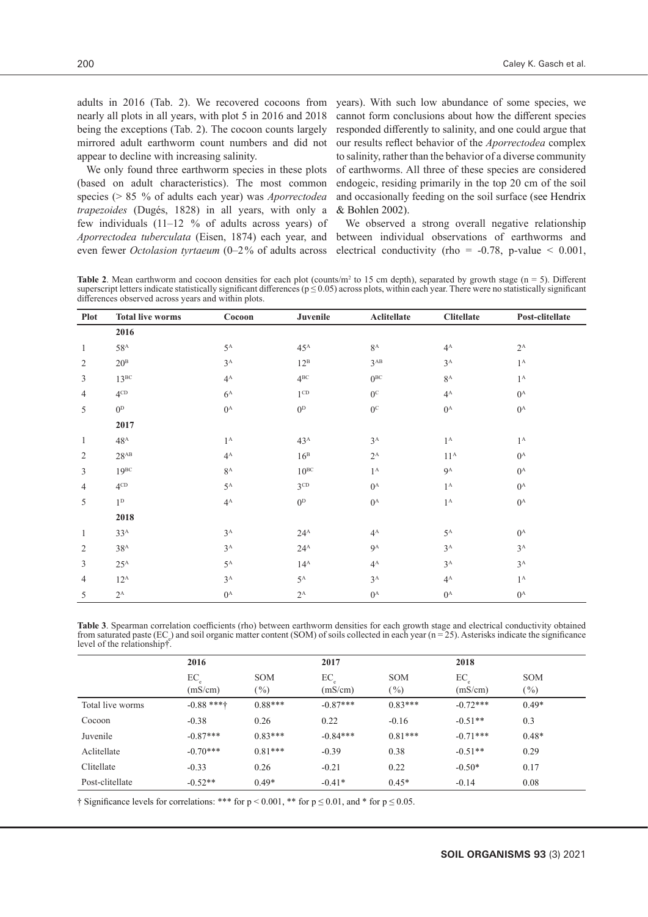adults in 2016 (Tab. 2). We recovered cocoons from nearly all plots in all years, with plot 5 in 2016 and 2018 being the exceptions (Tab. 2). The cocoon counts largely mirrored adult earthworm count numbers and did not appear to decline with increasing salinity.

We only found three earthworm species in these plots (based on adult characteristics). The most common species (> 85 % of adults each year) was *Aporrectodea trapezoides* (Dugés, 1828) in all years, with only a few individuals (11–12 % of adults across years) of *Aporrectodea tuberculata* (Eisen, 1874) each year, and even fewer *Octolasion tyrtaeum* (0–2 % of adults across years). With such low abundance of some species, we cannot form conclusions about how the different species responded differently to salinity, and one could argue that our results reflect behavior of the *Aporrectodea* complex to salinity, rather than the behavior of a diverse community of earthworms. All three of these species are considered endogeic, residing primarily in the top 20 cm of the soil and occasionally feeding on the soil surface (see Hendrix & Bohlen 2002).

We observed a strong overall negative relationship between individual observations of earthworms and electrical conductivity (rho = -0.78, p-value < 0.001,

**Table 2**. Mean earthworm and cocoon densities for each plot (counts/m$^2$ to 15 cm depth), separated by growth stage (n = 5). Different superscript letters indicate statistically significant differences (p ≤ 0.05) across plots, within each year. There were no statistically significant differences observed across years and within plots.

| Plot | Total live worms | Cocoon | Juvenile | Aclitellate | Clitellate | Post-clitellate |
|---|---|---|---|---|---|---|
| | **2016** | | | | | |
| 1 | $58^{A}$ | $5^{A}$ | $45^{A}$ | $8^{A}$ | $4^{A}$ | $2^{A}$ |
| 2 | $20^{B}$ | $3^{A}$ | $12^{B}$ | $3^{AB}$ | $3^{A}$ | $1^{A}$ |
| 3 | $13^{BC}$ | $4^{A}$ | $4^{BC}$ | $0^{BC}$ | $8^{A}$ | $1^{A}$ |
| 4 | $4^{CD}$ | $6^{A}$ | $1^{CD}$ | $0^{C}$ | $4^{A}$ | $0^{A}$ |
| 5 | $0^{D}$ | $0^{A}$ | $0^{D}$ | $0^{C}$ | $0^{A}$ | $0^{A}$ |
| | **2017** | | | | | |
| 1 | $48^{A}$ | $1^{A}$ | $43^{A}$ | $3^{A}$ | $1^{A}$ | $1^{A}$ |
| 2 | $28^{AB}$ | $4^{A}$ | $16^{B}$ | $2^{A}$ | $11^{A}$ | $0^{A}$ |
| 3 | $19^{BC}$ | $8^{A}$ | $10^{BC}$ | $1^{A}$ | $9^{A}$ | $0^{A}$ |
| 4 | $4^{CD}$ | $5^{A}$ | $3^{CD}$ | $0^{A}$ | $1^{A}$ | $0^{A}$ |
| 5 | $1^{D}$ | $4^{A}$ | $0^{D}$ | $0^{A}$ | $1^{A}$ | $0^{A}$ |
| | **2018** | | | | | |
| 1 | $33^{A}$ | $3^{A}$ | $24^{A}$ | $4^{A}$ | $5^{A}$ | $0^{A}$ |
| 2 | $38^{A}$ | $3^{A}$ | $24^{A}$ | $9^{A}$ | $3^{A}$ | $3^{A}$ |
| 3 | $25^{A}$ | $5^{A}$ | $14^{A}$ | $4^{A}$ | $3^{A}$ | $3^{A}$ |
| 4 | $12^{A}$ | $3^{A}$ | $5^{A}$ | $3^{A}$ | $4^{A}$ | $1^{A}$ |
| 5 | $2^{A}$ | $0^{A}$ | $2^{A}$ | $0^{A}$ | $0^{A}$ | $0^{A}$ |

**Table 3**. Spearman correlation coefficients (rho) between earthworm densities for each growth stage and electrical conductivity obtained from saturated paste ($EC_e$) and soil organic matter content (SOM) of soils collected in each year (n = 25). Asterisks indicate the significance level of the relationship†.

| | 2016 | | 2017 | | 2018 | |
|---|---|---|---|---|---|---|
| | $EC_e$ (mS/cm) | SOM (%) | $EC_e$ (mS/cm) | SOM (%) | $EC_e$ (mS/cm) | SOM (%) |
| Total live worms | -0.88 ***† | 0.88*** | -0.87*** | 0.83*** | -0.72*** | 0.49* |
| Cocoon | -0.38 | 0.26 | 0.22 | -0.16 | -0.51** | 0.3 |
| Juvenile | -0.87*** | 0.83*** | -0.84*** | 0.81*** | -0.71*** | 0.48* |
| Aclitellate | -0.70*** | 0.81*** | -0.39 | 0.38 | -0.51** | 0.29 |
| Clitellate | -0.33 | 0.26 | -0.21 | 0.22 | -0.50* | 0.17 |
| Post-clitellate | -0.52** | 0.49* | -0.41* | 0.45* | -0.14 | 0.08 |

† Significance levels for correlations: *** for p < 0.001, ** for p ≤ 0.01, and * for p ≤ 0.05.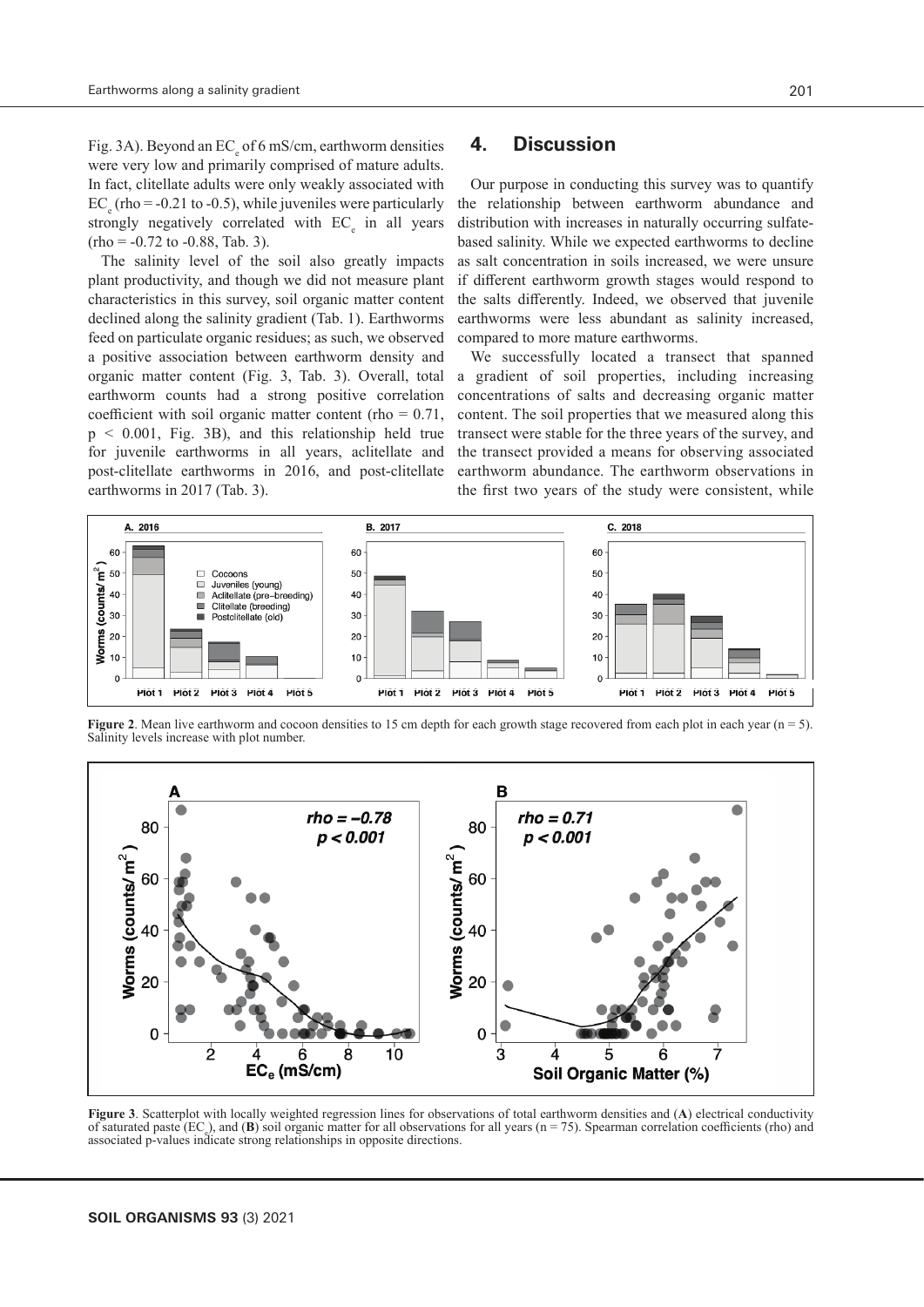Fig. 3A). Beyond an $EC_e$ of 6 mS/cm, earthworm densities were very low and primarily comprised of mature adults. In fact, clitellate adults were only weakly associated with $EC_e$ (rho = -0.21 to -0.5), while juveniles were particularly strongly negatively correlated with $EC_e$ in all years (rho = -0.72 to -0.88, Tab. 3).

The salinity level of the soil also greatly impacts plant productivity, and though we did not measure plant characteristics in this survey, soil organic matter content declined along the salinity gradient (Tab. 1). Earthworms feed on particulate organic residues; as such, we observed a positive association between earthworm density and organic matter content (Fig. 3, Tab. 3). Overall, total earthworm counts had a strong positive correlation coefficient with soil organic matter content (rho = 0.71, $p < 0.001$, Fig. 3B), and this relationship held true for juvenile earthworms in all years, aclitellate and post-clitellate earthworms in 2016, and post-clitellate earthworms in 2017 (Tab. 3).

## 4. Discussion

Our purpose in conducting this survey was to quantify the relationship between earthworm abundance and distribution with increases in naturally occurring sulfate-based salinity. While we expected earthworms to decline as salt concentration in soils increased, we were unsure if different earthworm growth stages would respond to the salts differently. Indeed, we observed that juvenile earthworms were less abundant as salinity increased, compared to more mature earthworms.

We successfully located a transect that spanned a gradient of soil properties, including increasing concentrations of salts and decreasing organic matter content. The soil properties that we measured along this transect were stable for the three years of the survey, and the transect provided a means for observing associated earthworm abundance. The earthworm observations in the first two years of the study were consistent, while

**Figure 2**. Mean live earthworm and cocoon densities to 15 cm depth for each growth stage recovered from each plot in each year (n = 5). Salinity levels increase with plot number.

**Figure 3**. Scatterplot with locally weighted regression lines for observations of total earthworm densities and (**A**) electrical conductivity of saturated paste ($EC_e$), and (**B**) soil organic matter for all observations for all years (n = 75). Spearman correlation coefficients (rho) and associated p-values indicate strong relationships in opposite directions.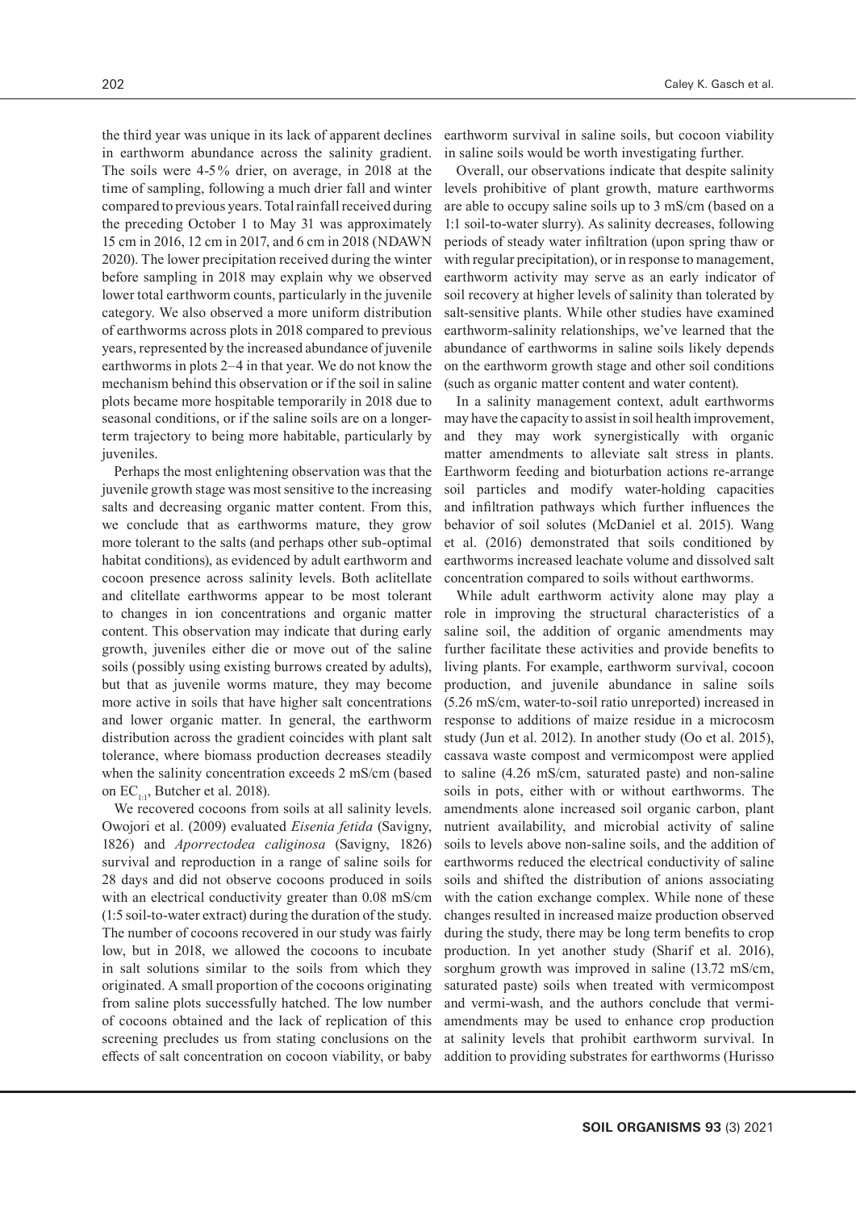the third year was unique in its lack of apparent declines in earthworm abundance across the salinity gradient. The soils were 4-5% drier, on average, in 2018 at the time of sampling, following a much drier fall and winter compared to previous years. Total rainfall received during the preceding October 1 to May 31 was approximately 15 cm in 2016, 12 cm in 2017, and 6 cm in 2018 (NDAWN 2020). The lower precipitation received during the winter before sampling in 2018 may explain why we observed lower total earthworm counts, particularly in the juvenile category. We also observed a more uniform distribution of earthworms across plots in 2018 compared to previous years, represented by the increased abundance of juvenile earthworms in plots 2–4 in that year. We do not know the mechanism behind this observation or if the soil in saline plots became more hospitable temporarily in 2018 due to seasonal conditions, or if the saline soils are on a longer-term trajectory to being more habitable, particularly by juveniles.

Perhaps the most enlightening observation was that the juvenile growth stage was most sensitive to the increasing salts and decreasing organic matter content. From this, we conclude that as earthworms mature, they grow more tolerant to the salts (and perhaps other sub-optimal habitat conditions), as evidenced by adult earthworm and cocoon presence across salinity levels. Both aclitellate and clitellate earthworms appear to be most tolerant to changes in ion concentrations and organic matter content. This observation may indicate that during early growth, juveniles either die or move out of the saline soils (possibly using existing burrows created by adults), but that as juvenile worms mature, they may become more active in soils that have higher salt concentrations and lower organic matter. In general, the earthworm distribution across the gradient coincides with plant salt tolerance, where biomass production decreases steadily when the salinity concentration exceeds 2 mS/cm (based on $EC_{1:1}$, Butcher et al. 2018).

We recovered cocoons from soils at all salinity levels. Owojori et al. (2009) evaluated *Eisenia fetida* (Savigny, 1826) and *Aporrectodea caliginosa* (Savigny, 1826) survival and reproduction in a range of saline soils for 28 days and did not observe cocoons produced in soils with an electrical conductivity greater than 0.08 mS/cm (1:5 soil-to-water extract) during the duration of the study. The number of cocoons recovered in our study was fairly low, but in 2018, we allowed the cocoons to incubate in salt solutions similar to the soils from which they originated. A small proportion of the cocoons originating from saline plots successfully hatched. The low number of cocoons obtained and the lack of replication of this screening precludes us from stating conclusions on the effects of salt concentration on cocoon viability, or baby earthworm survival in saline soils, but cocoon viability in saline soils would be worth investigating further.

Overall, our observations indicate that despite salinity levels prohibitive of plant growth, mature earthworms are able to occupy saline soils up to 3 mS/cm (based on a 1:1 soil-to-water slurry). As salinity decreases, following periods of steady water infiltration (upon spring thaw or with regular precipitation), or in response to management, earthworm activity may serve as an early indicator of soil recovery at higher levels of salinity than tolerated by salt-sensitive plants. While other studies have examined earthworm-salinity relationships, we've learned that the abundance of earthworms in saline soils likely depends on the earthworm growth stage and other soil conditions (such as organic matter content and water content).

In a salinity management context, adult earthworms may have the capacity to assist in soil health improvement, and they may work synergistically with organic matter amendments to alleviate salt stress in plants. Earthworm feeding and bioturbation actions re-arrange soil particles and modify water-holding capacities and infiltration pathways which further influences the behavior of soil solutes (McDaniel et al. 2015). Wang et al. (2016) demonstrated that soils conditioned by earthworms increased leachate volume and dissolved salt concentration compared to soils without earthworms.

While adult earthworm activity alone may play a role in improving the structural characteristics of a saline soil, the addition of organic amendments may further facilitate these activities and provide benefits to living plants. For example, earthworm survival, cocoon production, and juvenile abundance in saline soils (5.26 mS/cm, water-to-soil ratio unreported) increased in response to additions of maize residue in a microcosm study (Jun et al. 2012). In another study (Oo et al. 2015), cassava waste compost and vermicompost were applied to saline (4.26 mS/cm, saturated paste) and non-saline soils in pots, either with or without earthworms. The amendments alone increased soil organic carbon, plant nutrient availability, and microbial activity of saline soils to levels above non-saline soils, and the addition of earthworms reduced the electrical conductivity of saline soils and shifted the distribution of anions associating with the cation exchange complex. While none of these changes resulted in increased maize production observed during the study, there may be long term benefits to crop production. In yet another study (Sharif et al. 2016), sorghum growth was improved in saline (13.72 mS/cm, saturated paste) soils when treated with vermicompost and vermi-wash, and the authors conclude that vermi-amendments may be used to enhance crop production at salinity levels that prohibit earthworm survival. In addition to providing substrates for earthworms (Hurisso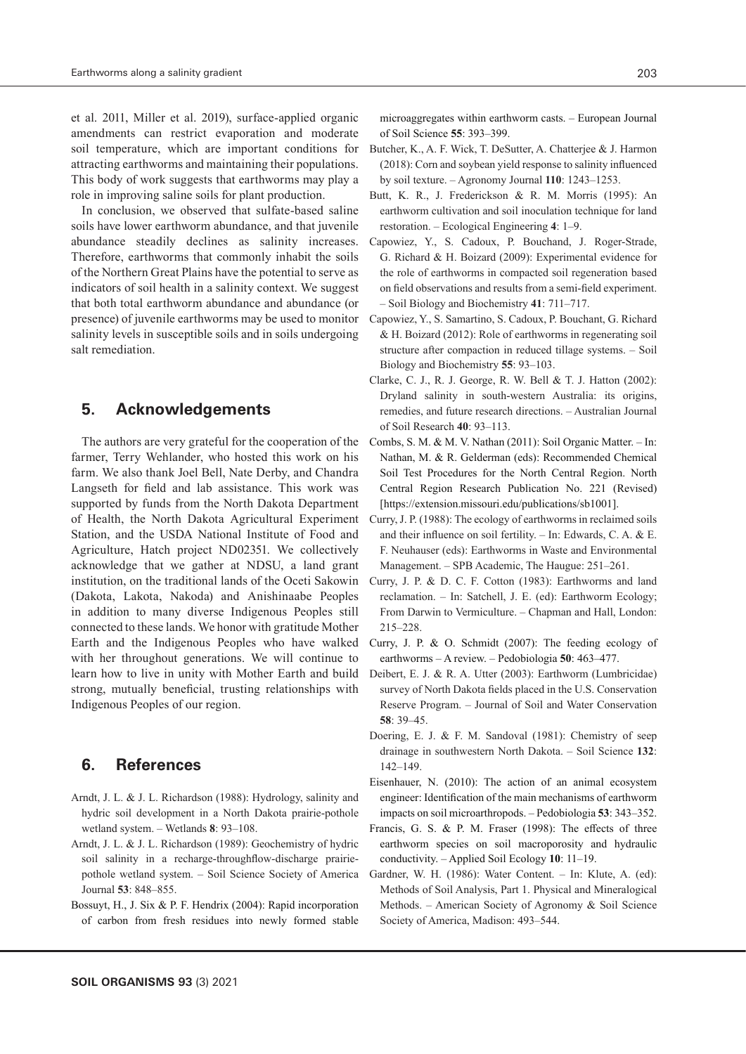et al. 2011, Miller et al. 2019), surface-applied organic amendments can restrict evaporation and moderate soil temperature, which are important conditions for attracting earthworms and maintaining their populations. This body of work suggests that earthworms may play a role in improving saline soils for plant production.

In conclusion, we observed that sulfate-based saline soils have lower earthworm abundance, and that juvenile abundance steadily declines as salinity increases. Therefore, earthworms that commonly inhabit the soils of the Northern Great Plains have the potential to serve as indicators of soil health in a salinity context. We suggest that both total earthworm abundance and abundance (or presence) of juvenile earthworms may be used to monitor salinity levels in susceptible soils and in soils undergoing salt remediation.

## 5. Acknowledgements

The authors are very grateful for the cooperation of the farmer, Terry Wehlander, who hosted this work on his farm. We also thank Joel Bell, Nate Derby, and Chandra Langseth for field and lab assistance. This work was supported by funds from the North Dakota Department of Health, the North Dakota Agricultural Experiment Station, and the USDA National Institute of Food and Agriculture, Hatch project ND02351. We collectively acknowledge that we gather at NDSU, a land grant institution, on the traditional lands of the Oceti Sakowin (Dakota, Lakota, Nakoda) and Anishinaabe Peoples in addition to many diverse Indigenous Peoples still connected to these lands. We honor with gratitude Mother Earth and the Indigenous Peoples who have walked with her throughout generations. We will continue to learn how to live in unity with Mother Earth and build strong, mutually beneficial, trusting relationships with Indigenous Peoples of our region.

## 6. References

Arndt, J. L. & J. L. Richardson (1988): Hydrology, salinity and hydric soil development in a North Dakota prairie-pothole wetland system. – Wetlands **8**: 93–108.

Arndt, J. L. & J. L. Richardson (1989): Geochemistry of hydric soil salinity in a recharge-throughflow-discharge prairie-pothole wetland system. – Soil Science Society of America Journal **53**: 848–855.

Bossuyt, H., J. Six & P. F. Hendrix (2004): Rapid incorporation of carbon from fresh residues into newly formed stable microaggregates within earthworm casts. – European Journal of Soil Science **55**: 393–399.

Butcher, K., A. F. Wick, T. DeSutter, A. Chatterjee & J. Harmon (2018): Corn and soybean yield response to salinity influenced by soil texture. – Agronomy Journal **110**: 1243–1253.

Butt, K. R., J. Frederickson & R. M. Morris (1995): An earthworm cultivation and soil inoculation technique for land restoration. – Ecological Engineering **4**: 1–9.

Capowiez, Y., S. Cadoux, P. Bouchand, J. Roger-Strade, G. Richard & H. Boizard (2009): Experimental evidence for the role of earthworms in compacted soil regeneration based on field observations and results from a semi-field experiment. – Soil Biology and Biochemistry **41**: 711–717.

Capowiez, Y., S. Samartino, S. Cadoux, P. Bouchant, G. Richard & H. Boizard (2012): Role of earthworms in regenerating soil structure after compaction in reduced tillage systems. – Soil Biology and Biochemistry **55**: 93–103.

Clarke, C. J., R. J. George, R. W. Bell & T. J. Hatton (2002): Dryland salinity in south-western Australia: its origins, remedies, and future research directions. – Australian Journal of Soil Research **40**: 93–113.

Combs, S. M. & M. V. Nathan (2011): Soil Organic Matter. – In: Nathan, M. & R. Gelderman (eds): Recommended Chemical Soil Test Procedures for the North Central Region. North Central Region Research Publication No. 221 (Revised) [https://extension.missouri.edu/publications/sb1001].

Curry, J. P. (1988): The ecology of earthworms in reclaimed soils and their influence on soil fertility. – In: Edwards, C. A. & E. F. Neuhauser (eds): Earthworms in Waste and Environmental Management. – SPB Academic, The Haugue: 251–261.

Curry, J. P. & D. C. F. Cotton (1983): Earthworms and land reclamation. – In: Satchell, J. E. (ed): Earthworm Ecology; From Darwin to Vermiculture. – Chapman and Hall, London: 215–228.

Curry, J. P. & O. Schmidt (2007): The feeding ecology of earthworms – A review. – Pedobiologia **50**: 463–477.

Deibert, E. J. & R. A. Utter (2003): Earthworm (Lumbricidae) survey of North Dakota fields placed in the U.S. Conservation Reserve Program. – Journal of Soil and Water Conservation **58**: 39–45.

Doering, E. J. & F. M. Sandoval (1981): Chemistry of seep drainage in southwestern North Dakota. – Soil Science **132**: 142–149.

Eisenhauer, N. (2010): The action of an animal ecosystem engineer: Identification of the main mechanisms of earthworm impacts on soil microarthropods. – Pedobiologia **53**: 343–352.

Francis, G. S. & P. M. Fraser (1998): The effects of three earthworm species on soil macroporosity and hydraulic conductivity. – Applied Soil Ecology **10**: 11–19.

Gardner, W. H. (1986): Water Content. – In: Klute, A. (ed): Methods of Soil Analysis, Part 1. Physical and Mineralogical Methods. – American Society of Agronomy & Soil Science Society of America, Madison: 493–544.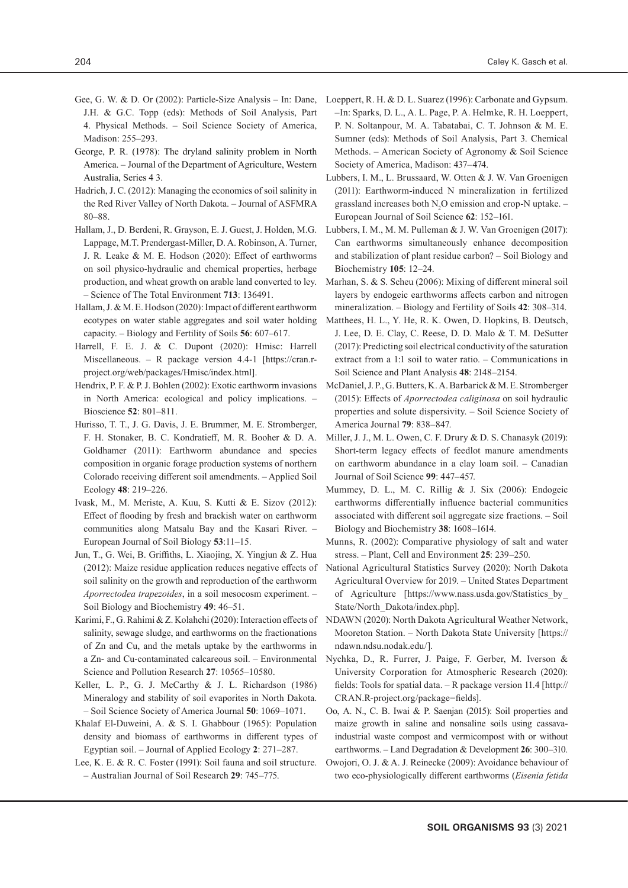Gee, G. W. & D. Or (2002): Particle-Size Analysis – In: Dane, J.H. & G.C. Topp (eds): Methods of Soil Analysis, Part 4. Physical Methods. – Soil Science Society of America, Madison: 255–293.

George, P. R. (1978): The dryland salinity problem in North America. – Journal of the Department of Agriculture, Western Australia, Series 4 3.

Hadrich, J. C. (2012): Managing the economics of soil salinity in the Red River Valley of North Dakota. – Journal of ASFMRA 80–88.

Hallam, J., D. Berdeni, R. Grayson, E. J. Guest, J. Holden, M.G. Lappage, M.T. Prendergast-Miller, D. A. Robinson, A. Turner, J. R. Leake & M. E. Hodson (2020): Effect of earthworms on soil physico-hydraulic and chemical properties, herbage production, and wheat growth on arable land converted to ley. – Science of The Total Environment **713**: 136491.

Hallam, J. & M. E. Hodson (2020): Impact of different earthworm ecotypes on water stable aggregates and soil water holding capacity. – Biology and Fertility of Soils **56**: 607–617.

Harrell, F. E. J. & C. Dupont (2020): Hmisc: Harrell Miscellaneous. – R package version 4.4-1 [https://cran.r-project.org/web/packages/Hmisc/index.html].

Hendrix, P. F. & P. J. Bohlen (2002): Exotic earthworm invasions in North America: ecological and policy implications. – Bioscience **52**: 801–811.

Hurisso, T. T., J. G. Davis, J. E. Brummer, M. E. Stromberger, F. H. Stonaker, B. C. Kondratieff, M. R. Booher & D. A. Goldhamer (2011): Earthworm abundance and species composition in organic forage production systems of northern Colorado receiving different soil amendments. – Applied Soil Ecology **48**: 219–226.

Ivask, M., M. Meriste, A. Kuu, S. Kutti & E. Sizov (2012): Effect of flooding by fresh and brackish water on earthworm communities along Matsalu Bay and the Kasari River. – European Journal of Soil Biology **53**:11–15.

Jun, T., G. Wei, B. Griffiths, L. Xiaojing, X. Yingjun & Z. Hua (2012): Maize residue application reduces negative effects of soil salinity on the growth and reproduction of the earthworm *Aporrectodea trapezoides*, in a soil mesocosm experiment. – Soil Biology and Biochemistry **49**: 46–51.

Karimi, F., G. Rahimi & Z. Kolahchi (2020): Interaction effects of salinity, sewage sludge, and earthworms on the fractionations of Zn and Cu, and the metals uptake by the earthworms in a Zn- and Cu-contaminated calcareous soil. – Environmental Science and Pollution Research **27**: 10565–10580.

Keller, L. P., G. J. McCarthy & J. L. Richardson (1986) Mineralogy and stability of soil evaporites in North Dakota. – Soil Science Society of America Journal **50**: 1069–1071.

Khalaf El-Duweini, A. & S. I. Ghabbour (1965): Population density and biomass of earthworms in different types of Egyptian soil. – Journal of Applied Ecology **2**: 271–287.

Lee, K. E. & R. C. Foster (1991): Soil fauna and soil structure. – Australian Journal of Soil Research **29**: 745–775.

Loeppert, R. H. & D. L. Suarez (1996): Carbonate and Gypsum. –In: Sparks, D. L., A. L. Page, P. A. Helmke, R. H. Loeppert, P. N. Soltanpour, M. A. Tabatabai, C. T. Johnson & M. E. Sumner (eds): Methods of Soil Analysis, Part 3. Chemical Methods. – American Society of Agronomy & Soil Science Society of America, Madison: 437–474.

Lubbers, I. M., L. Brussaard, W. Otten & J. W. Van Groenigen (2011): Earthworm-induced N mineralization in fertilized grassland increases both $N_2O$ emission and crop-N uptake. – European Journal of Soil Science **62**: 152–161.

Lubbers, I. M., M. M. Pulleman & J. W. Van Groenigen (2017): Can earthworms simultaneously enhance decomposition and stabilization of plant residue carbon? – Soil Biology and Biochemistry **105**: 12–24.

Marhan, S. & S. Scheu (2006): Mixing of different mineral soil layers by endogeic earthworms affects carbon and nitrogen mineralization. – Biology and Fertility of Soils **42**: 308–314.

Matthees, H. L., Y. He, R. K. Owen, D. Hopkins, B. Deutsch, J. Lee, D. E. Clay, C. Reese, D. D. Malo & T. M. DeSutter (2017): Predicting soil electrical conductivity of the saturation extract from a 1:1 soil to water ratio. – Communications in Soil Science and Plant Analysis **48**: 2148–2154.

McDaniel, J. P., G. Butters, K. A. Barbarick & M. E. Stromberger (2015): Effects of *Aporrectodea caliginosa* on soil hydraulic properties and solute dispersivity. – Soil Science Society of America Journal **79**: 838–847.

Miller, J. J., M. L. Owen, C. F. Drury & D. S. Chanasyk (2019): Short-term legacy effects of feedlot manure amendments on earthworm abundance in a clay loam soil. – Canadian Journal of Soil Science **99**: 447–457.

Mummey, D. L., M. C. Rillig & J. Six (2006): Endogeic earthworms differentially influence bacterial communities associated with different soil aggregate size fractions. – Soil Biology and Biochemistry **38**: 1608–1614.

Munns, R. (2002): Comparative physiology of salt and water stress. – Plant, Cell and Environment **25**: 239–250.

National Agricultural Statistics Survey (2020): North Dakota Agricultural Overview for 2019. – United States Department of Agriculture [https://www.nass.usda.gov/Statistics_by_State/North_Dakota/index.php].

NDAWN (2020): North Dakota Agricultural Weather Network, Mooreton Station. – North Dakota State University [https://ndawn.ndsu.nodak.edu/].

Nychka, D., R. Furrer, J. Paige, F. Gerber, M. Iverson & University Corporation for Atmospheric Research (2020): fields: Tools for spatial data. – R package version 11.4 [http://CRAN.R-project.org/package=fields].

Oo, A. N., C. B. Iwai & P. Saenjan (2015): Soil properties and maize growth in saline and nonsaline soils using cassava-industrial waste compost and vermicompost with or without earthworms. – Land Degradation & Development **26**: 300–310.

Owojori, O. J. & A. J. Reinecke (2009): Avoidance behaviour of two eco-physiologically different earthworms (*Eisenia fetida*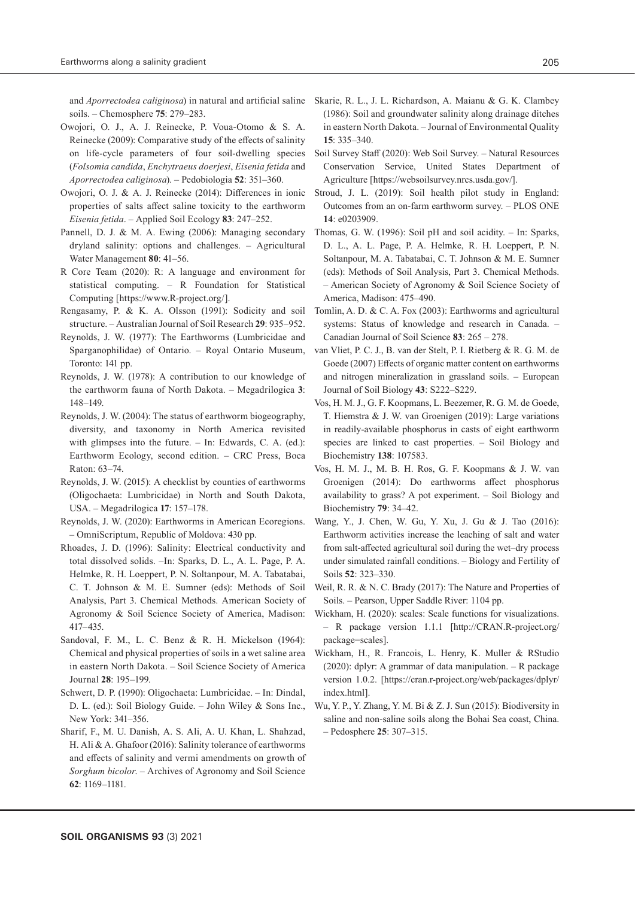and *Aporrectodea caliginosa*) in natural and artificial saline soils. – Chemosphere **75**: 279–283.

Owojori, O. J., A. J. Reinecke, P. Voua-Otomo & S. A. Reinecke (2009): Comparative study of the effects of salinity on life-cycle parameters of four soil-dwelling species (*Folsomia candida*, *Enchytraeus doerjesi*, *Eisenia fetida* and *Aporrectodea caliginosa*). – Pedobiologia **52**: 351–360.

Owojori, O. J. & A. J. Reinecke (2014): Differences in ionic properties of salts affect saline toxicity to the earthworm *Eisenia fetida*. – Applied Soil Ecology **83**: 247–252.

Pannell, D. J. & M. A. Ewing (2006): Managing secondary dryland salinity: options and challenges. – Agricultural Water Management **80**: 41–56.

R Core Team (2020): R: A language and environment for statistical computing. – R Foundation for Statistical Computing [https://www.R-project.org/].

Rengasamy, P. & K. A. Olsson (1991): Sodicity and soil structure. – Australian Journal of Soil Research **29**: 935–952.

Reynolds, J. W. (1977): The Earthworms (Lumbricidae and Sparganophilidae) of Ontario. – Royal Ontario Museum, Toronto: 141 pp.

Reynolds, J. W. (1978): A contribution to our knowledge of the earthworm fauna of North Dakota. – Megadrilogica **3**: 148–149.

Reynolds, J. W. (2004): The status of earthworm biogeography, diversity, and taxonomy in North America revisited with glimpses into the future. – In: Edwards, C. A. (ed.): Earthworm Ecology, second edition. – CRC Press, Boca Raton: 63–74.

Reynolds, J. W. (2015): A checklist by counties of earthworms (Oligochaeta: Lumbricidae) in North and South Dakota, USA. – Megadrilogica **17**: 157–178.

Reynolds, J. W. (2020): Earthworms in American Ecoregions. – OmniScriptum, Republic of Moldova: 430 pp.

Rhoades, J. D. (1996): Salinity: Electrical conductivity and total dissolved solids. –In: Sparks, D. L., A. L. Page, P. A. Helmke, R. H. Loeppert, P. N. Soltanpour, M. A. Tabatabai, C. T. Johnson & M. E. Sumner (eds): Methods of Soil Analysis, Part 3. Chemical Methods. American Society of Agronomy & Soil Science Society of America, Madison: 417–435.

Sandoval, F. M., L. C. Benz & R. H. Mickelson (1964): Chemical and physical properties of soils in a wet saline area in eastern North Dakota. – Soil Science Society of America Journal **28**: 195–199.

Schwert, D. P. (1990): Oligochaeta: Lumbricidae. – In: Dindal, D. L. (ed.): Soil Biology Guide. – John Wiley & Sons Inc., New York: 341–356.

Sharif, F., M. U. Danish, A. S. Ali, A. U. Khan, L. Shahzad, H. Ali & A. Ghafoor (2016): Salinity tolerance of earthworms and effects of salinity and vermi amendments on growth of *Sorghum bicolor*. – Archives of Agronomy and Soil Science **62**: 1169–1181.

Skarie, R. L., J. L. Richardson, A. Maianu & G. K. Clambey (1986): Soil and groundwater salinity along drainage ditches in eastern North Dakota. – Journal of Environmental Quality **15**: 335–340.

Soil Survey Staff (2020): Web Soil Survey. – Natural Resources Conservation Service, United States Department of Agriculture [https://websoilsurvey.nrcs.usda.gov/].

Stroud, J. L. (2019): Soil health pilot study in England: Outcomes from an on-farm earthworm survey. – PLOS ONE **14**: e0203909.

Thomas, G. W. (1996): Soil pH and soil acidity. – In: Sparks, D. L., A. L. Page, P. A. Helmke, R. H. Loeppert, P. N. Soltanpour, M. A. Tabatabai, C. T. Johnson & M. E. Sumner (eds): Methods of Soil Analysis, Part 3. Chemical Methods. – American Society of Agronomy & Soil Science Society of America, Madison: 475–490.

Tomlin, A. D. & C. A. Fox (2003): Earthworms and agricultural systems: Status of knowledge and research in Canada. – Canadian Journal of Soil Science **83**: 265 – 278.

van Vliet, P. C. J., B. van der Stelt, P. I. Rietberg & R. G. M. de Goede (2007) Effects of organic matter content on earthworms and nitrogen mineralization in grassland soils. – European Journal of Soil Biology **43**: S222–S229.

Vos, H. M. J., G. F. Koopmans, L. Beezemer, R. G. M. de Goede, T. Hiemstra & J. W. van Groenigen (2019): Large variations in readily-available phosphorus in casts of eight earthworm species are linked to cast properties. – Soil Biology and Biochemistry **138**: 107583.

Vos, H. M. J., M. B. H. Ros, G. F. Koopmans & J. W. van Groenigen (2014): Do earthworms affect phosphorus availability to grass? A pot experiment. – Soil Biology and Biochemistry **79**: 34–42.

Wang, Y., J. Chen, W. Gu, Y. Xu, J. Gu & J. Tao (2016): Earthworm activities increase the leaching of salt and water from salt-affected agricultural soil during the wet–dry process under simulated rainfall conditions. – Biology and Fertility of Soils **52**: 323–330.

Weil, R. R. & N. C. Brady (2017): The Nature and Properties of Soils. – Pearson, Upper Saddle River: 1104 pp.

Wickham, H. (2020): scales: Scale functions for visualizations. – R package version 1.1.1 [http://CRAN.R-project.org/package=scales].

Wickham, H., R. Francois, L. Henry, K. Muller & RStudio (2020): dplyr: A grammar of data manipulation. – R package version 1.0.2. [https://cran.r-project.org/web/packages/dplyr/index.html].

Wu, Y. P., Y. Zhang, Y. M. Bi & Z. J. Sun (2015): Biodiversity in saline and non-saline soils along the Bohai Sea coast, China. – Pedosphere **25**: 307–315.